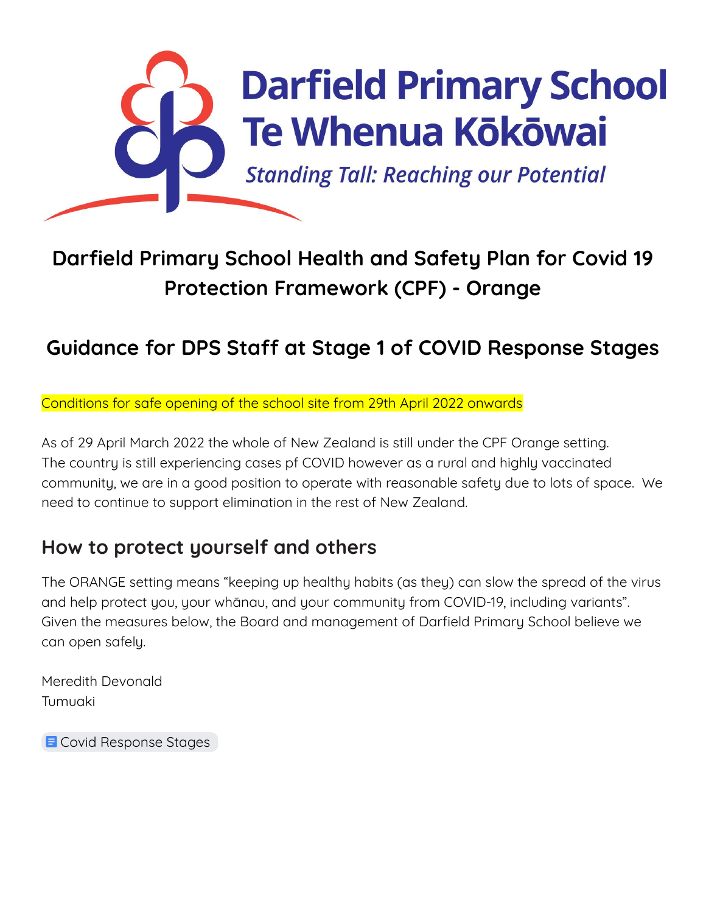# Darfield Primary School
# Te Whenua Kōkōwai

*Standing Tall: Reaching our Potential*

## Darfield Primary School Health and Safety Plan for Covid 19 Protection Framework (CPF) - Orange

## Guidance for DPS Staff at Stage 1 of COVID Response Stages

Conditions for safe opening of the school site from 29th April 2022 onwards

As of 29 April March 2022 the whole of New Zealand is still under the CPF Orange setting. The country is still experiencing cases pf COVID however as a rural and highly vaccinated community, we are in a good position to operate with reasonable safety due to lots of space. We need to continue to support elimination in the rest of New Zealand.

### How to protect yourself and others

The ORANGE setting means "keeping up healthy habits (as they) can slow the spread of the virus and help protect you, your whānau, and your community from COVID-19, including variants". Given the measures below, the Board and management of Darfield Primary School believe we can open safely.

Meredith Devonald
Tumuaki

Covid Response Stages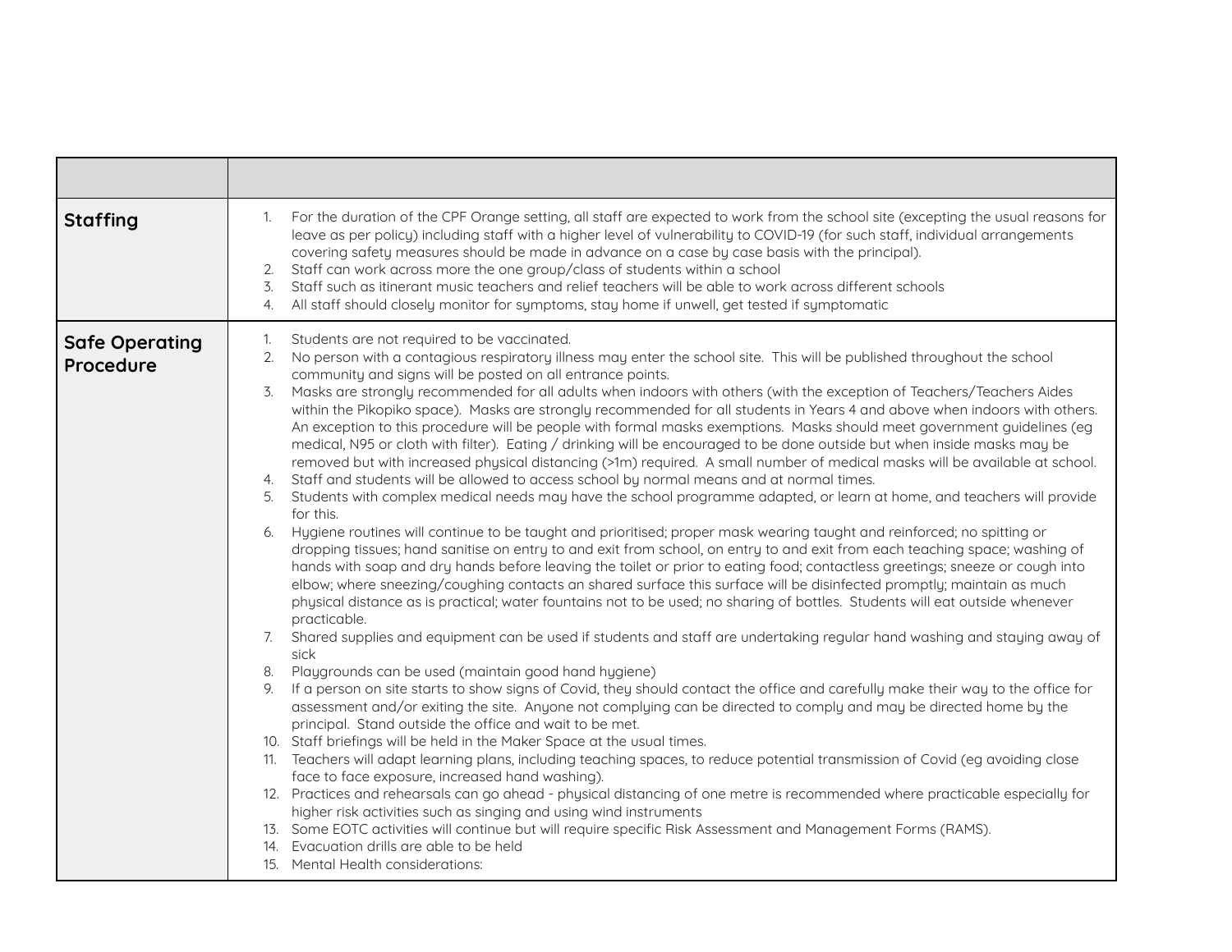| | |
|---|---|
| **Staffing** | 1. For the duration of the CPF Orange setting, all staff are expected to work from the school site (excepting the usual reasons for leave as per policy) including staff with a higher level of vulnerability to COVID-19 (for such staff, individual arrangements covering safety measures should be made in advance on a case by case basis with the principal).<br>2. Staff can work across more the one group/class of students within a school<br>3. Staff such as itinerant music teachers and relief teachers will be able to work across different schools<br>4. All staff should closely monitor for symptoms, stay home if unwell, get tested if symptomatic |
| **Safe Operating Procedure** | 1. Students are not required to be vaccinated.<br>2. No person with a contagious respiratory illness may enter the school site. This will be published throughout the school community and signs will be posted on all entrance points.<br>3. Masks are strongly recommended for all adults when indoors with others (with the exception of Teachers/Teachers Aides within the Pikopiko space). Masks are strongly recommended for all students in Years 4 and above when indoors with others. An exception to this procedure will be people with formal masks exemptions. Masks should meet government guidelines (eg medical, N95 or cloth with filter). Eating / drinking will be encouraged to be done outside but when inside masks may be removed but with increased physical distancing (>1m) required. A small number of medical masks will be available at school.<br>4. Staff and students will be allowed to access school by normal means and at normal times.<br>5. Students with complex medical needs may have the school programme adapted, or learn at home, and teachers will provide for this.<br>6. Hygiene routines will continue to be taught and prioritised; proper mask wearing taught and reinforced; no spitting or dropping tissues; hand sanitise on entry to and exit from school, on entry to and exit from each teaching space; washing of hands with soap and dry hands before leaving the toilet or prior to eating food; contactless greetings; sneeze or cough into elbow; where sneezing/coughing contacts an shared surface this surface will be disinfected promptly; maintain as much physical distance as is practical; water fountains not to be used; no sharing of bottles. Students will eat outside whenever practicable.<br>7. Shared supplies and equipment can be used if students and staff are undertaking regular hand washing and staying away of sick<br>8. Playgrounds can be used (maintain good hand hygiene)<br>9. If a person on site starts to show signs of Covid, they should contact the office and carefully make their way to the office for assessment and/or exiting the site. Anyone not complying can be directed to comply and may be directed home by the principal. Stand outside the office and wait to be met.<br>10. Staff briefings will be held in the Maker Space at the usual times.<br>11. Teachers will adapt learning plans, including teaching spaces, to reduce potential transmission of Covid (eg avoiding close face to face exposure, increased hand washing).<br>12. Practices and rehearsals can go ahead - physical distancing of one metre is recommended where practicable especially for higher risk activities such as singing and using wind instruments<br>13. Some EOTC activities will continue but will require specific Risk Assessment and Management Forms (RAMS).<br>14. Evacuation drills are able to be held<br>15. Mental Health considerations: |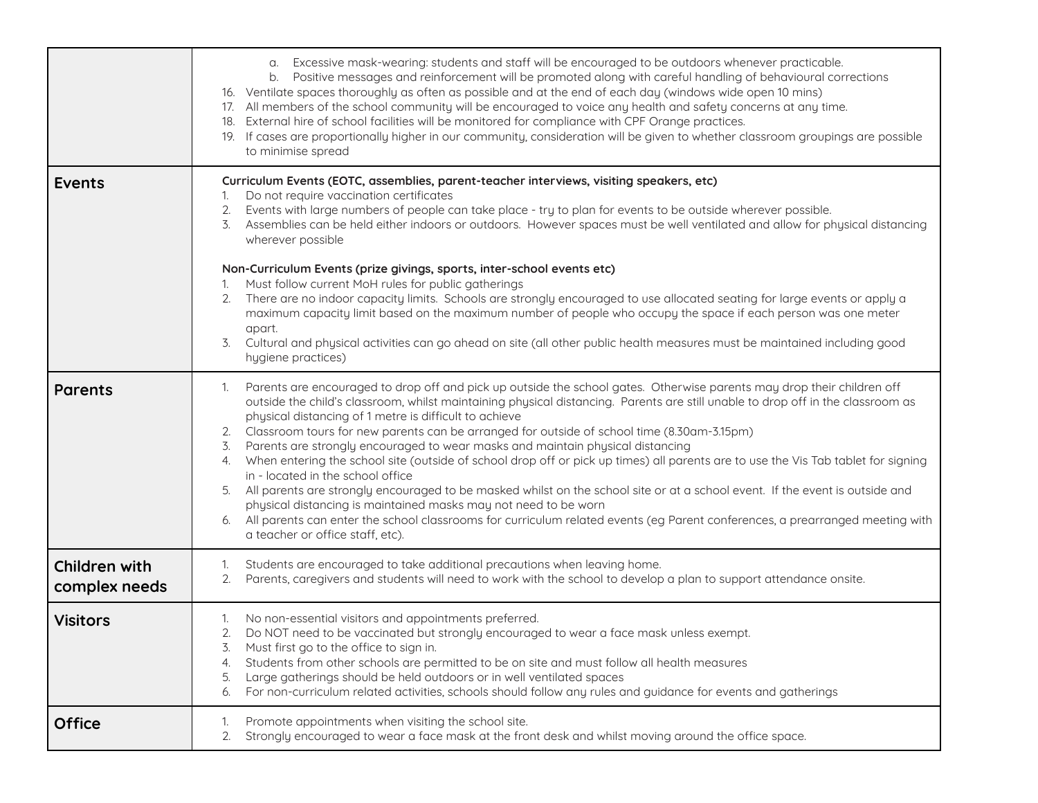| | |
|---|---|
| | a. Excessive mask-wearing: students and staff will be encouraged to be outdoors whenever practicable.<br>b. Positive messages and reinforcement will be promoted along with careful handling of behavioural corrections<br>16. Ventilate spaces thoroughly as often as possible and at the end of each day (windows wide open 10 mins)<br>17. All members of the school community will be encouraged to voice any health and safety concerns at any time.<br>18. External hire of school facilities will be monitored for compliance with CPF Orange practices.<br>19. If cases are proportionally higher in our community, consideration will be given to whether classroom groupings are possible to minimise spread |
| **Events** | **Curriculum Events (EOTC, assemblies, parent-teacher interviews, visiting speakers, etc)**<br>1. Do not require vaccination certificates<br>2. Events with large numbers of people can take place - try to plan for events to be outside wherever possible.<br>3. Assemblies can be held either indoors or outdoors. However spaces must be well ventilated and allow for physical distancing wherever possible<br><br>**Non-Curriculum Events (prize givings, sports, inter-school events etc)**<br>1. Must follow current MoH rules for public gatherings<br>2. There are no indoor capacity limits. Schools are strongly encouraged to use allocated seating for large events or apply a maximum capacity limit based on the maximum number of people who occupy the space if each person was one meter apart.<br>3. Cultural and physical activities can go ahead on site (all other public health measures must be maintained including good hygiene practices) |
| **Parents** | 1. Parents are encouraged to drop off and pick up outside the school gates. Otherwise parents may drop their children off outside the child's classroom, whilst maintaining physical distancing. Parents are still unable to drop off in the classroom as physical distancing of 1 metre is difficult to achieve<br>2. Classroom tours for new parents can be arranged for outside of school time (8.30am-3.15pm)<br>3. Parents are strongly encouraged to wear masks and maintain physical distancing<br>4. When entering the school site (outside of school drop off or pick up times) all parents are to use the Vis Tab tablet for signing in - located in the school office<br>5. All parents are strongly encouraged to be masked whilst on the school site or at a school event. If the event is outside and physical distancing is maintained masks may not need to be worn<br>6. All parents can enter the school classrooms for curriculum related events (eg Parent conferences, a prearranged meeting with a teacher or office staff, etc). |
| **Children with complex needs** | 1. Students are encouraged to take additional precautions when leaving home.<br>2. Parents, caregivers and students will need to work with the school to develop a plan to support attendance onsite. |
| **Visitors** | 1. No non-essential visitors and appointments preferred.<br>2. Do NOT need to be vaccinated but strongly encouraged to wear a face mask unless exempt.<br>3. Must first go to the office to sign in.<br>4. Students from other schools are permitted to be on site and must follow all health measures<br>5. Large gatherings should be held outdoors or in well ventilated spaces<br>6. For non-curriculum related activities, schools should follow any rules and guidance for events and gatherings |
| **Office** | 1. Promote appointments when visiting the school site.<br>2. Strongly encouraged to wear a face mask at the front desk and whilst moving around the office space. |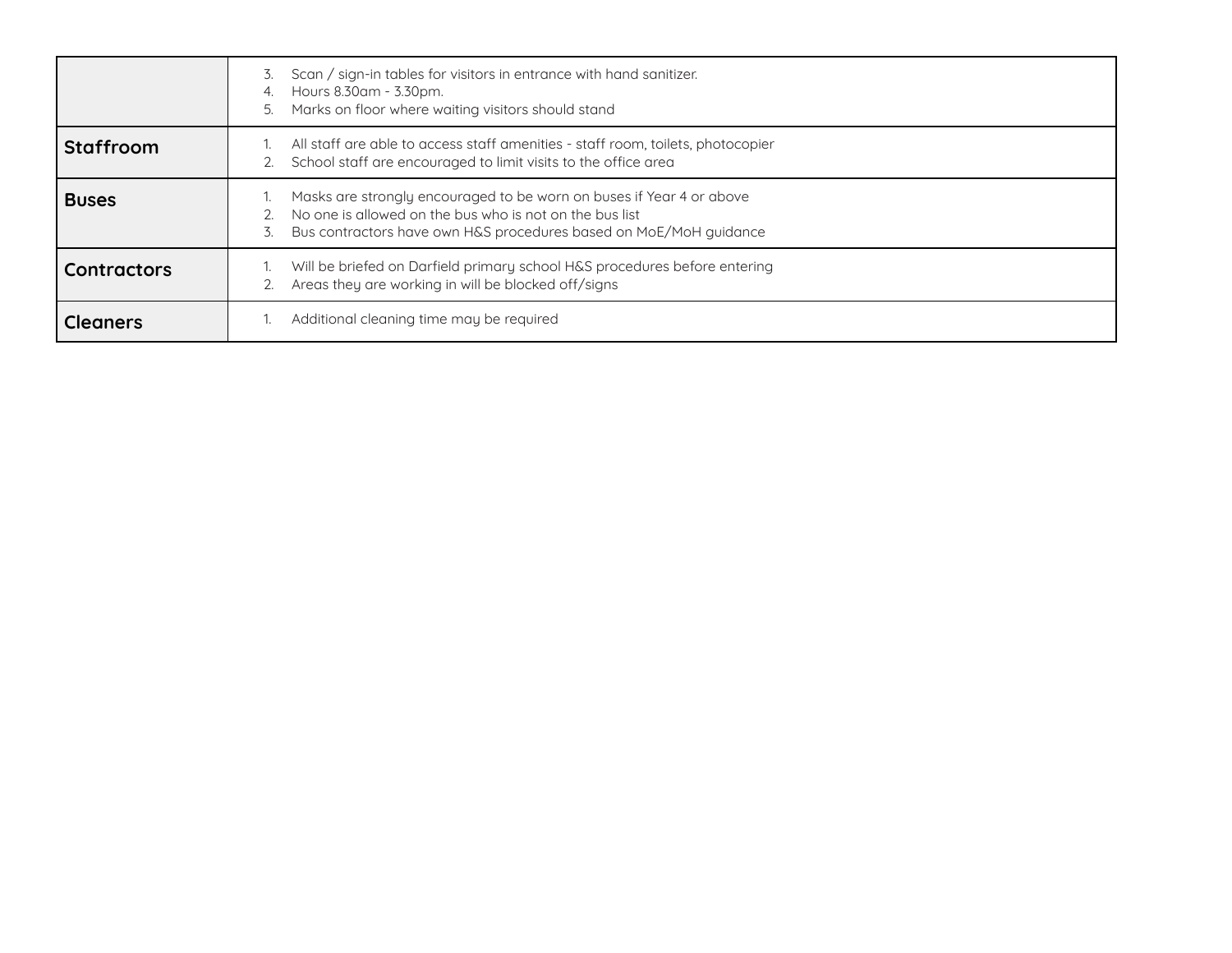| | |
|---|---|
| | 3. Scan / sign-in tables for visitors in entrance with hand sanitizer.<br>4. Hours 8.30am - 3.30pm.<br>5. Marks on floor where waiting visitors should stand |
| **Staffroom** | 1. All staff are able to access staff amenities - staff room, toilets, photocopier<br>2. School staff are encouraged to limit visits to the office area |
| **Buses** | 1. Masks are strongly encouraged to be worn on buses if Year 4 or above<br>2. No one is allowed on the bus who is not on the bus list<br>3. Bus contractors have own H&S procedures based on MoE/MoH guidance |
| **Contractors** | 1. Will be briefed on Darfield primary school H&S procedures before entering<br>2. Areas they are working in will be blocked off/signs |
| **Cleaners** | 1. Additional cleaning time may be required |